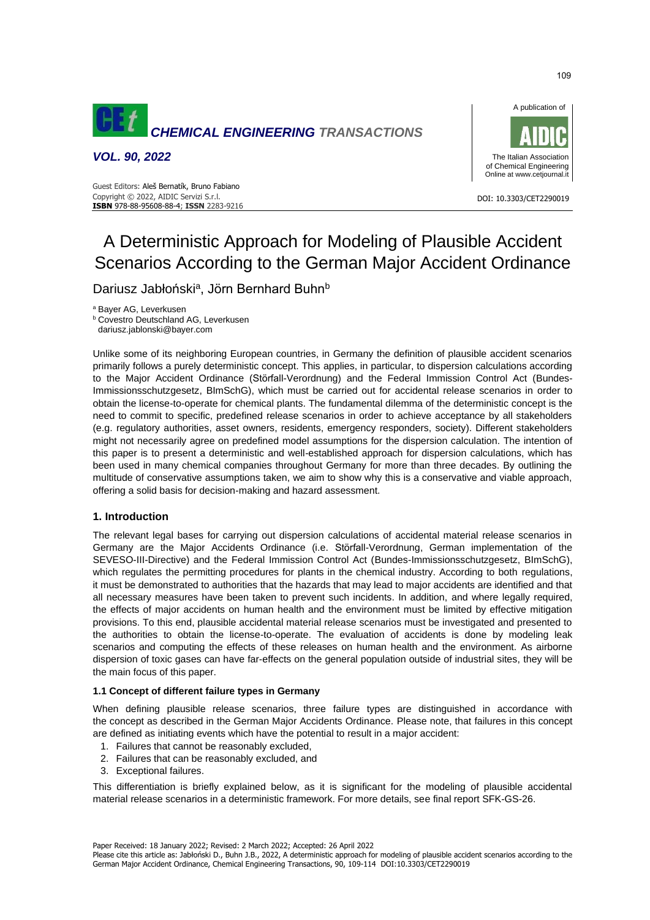# A Deterministic Approach for Modeling of Plausible Accident Scenarios According to the German Major Accident Ordinance

Dariusz Jabłoński[a], Jörn Bernhard Buhn[b]

[a] Bayer AG, Leverkusen
[b] Covestro Deutschland AG, Leverkusen
dariusz.jablonski@bayer.com

Unlike some of its neighboring European countries, in Germany the definition of plausible accident scenarios primarily follows a purely deterministic concept. This applies, in particular, to dispersion calculations according to the Major Accident Ordinance (Störfall-Verordnung) and the Federal Immission Control Act (Bundes-Immissionsschutzgesetz, BImSchG), which must be carried out for accidental release scenarios in order to obtain the license-to-operate for chemical plants. The fundamental dilemma of the deterministic concept is the need to commit to specific, predefined release scenarios in order to achieve acceptance by all stakeholders (e.g. regulatory authorities, asset owners, residents, emergency responders, society). Different stakeholders might not necessarily agree on predefined model assumptions for the dispersion calculation. The intention of this paper is to present a deterministic and well-established approach for dispersion calculations, which has been used in many chemical companies throughout Germany for more than three decades. By outlining the multitude of conservative assumptions taken, we aim to show why this is a conservative and viable approach, offering a solid basis for decision-making and hazard assessment.

## 1. Introduction

The relevant legal bases for carrying out dispersion calculations of accidental material release scenarios in Germany are the Major Accidents Ordinance (i.e. Störfall-Verordnung, German implementation of the SEVESO-III-Directive) and the Federal Immission Control Act (Bundes-Immissionsschutzgesetz, BImSchG), which regulates the permitting procedures for plants in the chemical industry. According to both regulations, it must be demonstrated to authorities that the hazards that may lead to major accidents are identified and that all necessary measures have been taken to prevent such incidents. In addition, and where legally required, the effects of major accidents on human health and the environment must be limited by effective mitigation provisions. To this end, plausible accidental material release scenarios must be investigated and presented to the authorities to obtain the license-to-operate. The evaluation of accidents is done by modeling leak scenarios and computing the effects of these releases on human health and the environment. As airborne dispersion of toxic gases can have far-effects on the general population outside of industrial sites, they will be the main focus of this paper.

### 1.1 Concept of different failure types in Germany

When defining plausible release scenarios, three failure types are distinguished in accordance with the concept as described in the German Major Accidents Ordinance. Please note, that failures in this concept are defined as initiating events which have the potential to result in a major accident:

1. Failures that cannot be reasonably excluded,
2. Failures that can be reasonably excluded, and
3. Exceptional failures.

This differentiation is briefly explained below, as it is significant for the modeling of plausible accidental material release scenarios in a deterministic framework. For more details, see final report SFK-GS-26.

Paper Received: 18 January 2022; Revised: 2 March 2022; Accepted: 26 April 2022
Please cite this article as: Jabłoński D., Buhn J.B., 2022, A deterministic approach for modeling of plausible accident scenarios according to the German Major Accident Ordinance, Chemical Engineering Transactions, 90, 109-114 DOI:10.3303/CET2290019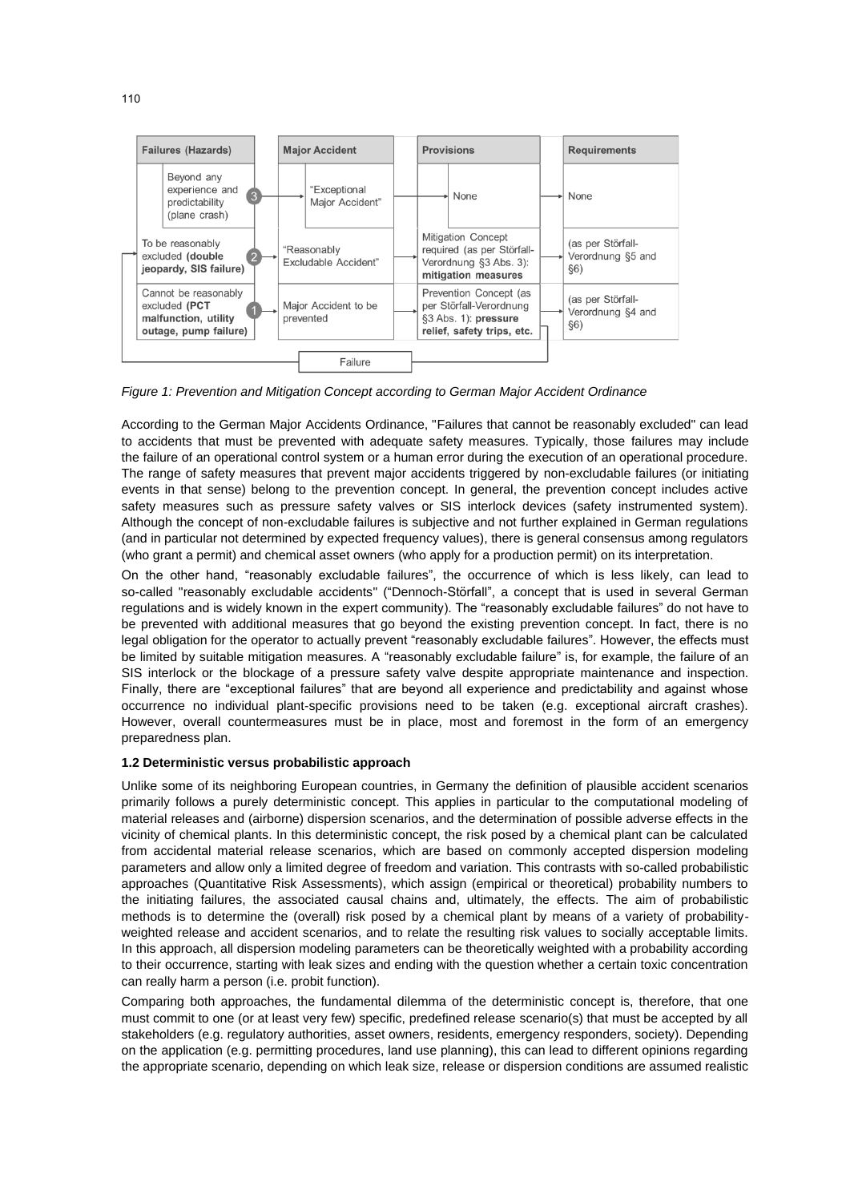| Failures (Hazards) | Major Accident | Provisions | Requirements |
|---|---|---|---|
| Beyond any experience and predictability (plane crash) ③ | "Exceptional Major Accident" | None | None |
| To be reasonably excluded **(double jeopardy, SIS failure)** ② | "Reasonably Excludable Accident" | Mitigation Concept required (as per Störfall-Verordnung §3 Abs. 3): **mitigation measures** | (as per Störfall-Verordnung §5 and §6) |
| Cannot be reasonably excluded **(PCT malfunction, utility outage, pump failure)** ① | Major Accident to be prevented | Prevention Concept (as per Störfall-Verordnung §3 Abs. 1): **pressure relief, safety trips, etc.** | (as per Störfall-Verordnung §4 and §6) |

Failure

*Figure 1: Prevention and Mitigation Concept according to German Major Accident Ordinance*

According to the German Major Accidents Ordinance, "Failures that cannot be reasonably excluded" can lead to accidents that must be prevented with adequate safety measures. Typically, those failures may include the failure of an operational control system or a human error during the execution of an operational procedure. The range of safety measures that prevent major accidents triggered by non-excludable failures (or initiating events in that sense) belong to the prevention concept. In general, the prevention concept includes active safety measures such as pressure safety valves or SIS interlock devices (safety instrumented system). Although the concept of non-excludable failures is subjective and not further explained in German regulations (and in particular not determined by expected frequency values), there is general consensus among regulators (who grant a permit) and chemical asset owners (who apply for a production permit) on its interpretation.

On the other hand, "reasonably excludable failures", the occurrence of which is less likely, can lead to so-called "reasonably excludable accidents" ("Dennoch-Störfall", a concept that is used in several German regulations and is widely known in the expert community). The "reasonably excludable failures" do not have to be prevented with additional measures that go beyond the existing prevention concept. In fact, there is no legal obligation for the operator to actually prevent "reasonably excludable failures". However, the effects must be limited by suitable mitigation measures. A "reasonably excludable failure" is, for example, the failure of an SIS interlock or the blockage of a pressure safety valve despite appropriate maintenance and inspection. Finally, there are "exceptional failures" that are beyond all experience and predictability and against whose occurrence no individual plant-specific provisions need to be taken (e.g. exceptional aircraft crashes). However, overall countermeasures must be in place, most and foremost in the form of an emergency preparedness plan.

### 1.2 Deterministic versus probabilistic approach

Unlike some of its neighboring European countries, in Germany the definition of plausible accident scenarios primarily follows a purely deterministic concept. This applies in particular to the computational modeling of material releases and (airborne) dispersion scenarios, and the determination of possible adverse effects in the vicinity of chemical plants. In this deterministic concept, the risk posed by a chemical plant can be calculated from accidental material release scenarios, which are based on commonly accepted dispersion modeling parameters and allow only a limited degree of freedom and variation. This contrasts with so-called probabilistic approaches (Quantitative Risk Assessments), which assign (empirical or theoretical) probability numbers to the initiating failures, the associated causal chains and, ultimately, the effects. The aim of probabilistic methods is to determine the (overall) risk posed by a chemical plant by means of a variety of probability-weighted release and accident scenarios, and to relate the resulting risk values to socially acceptable limits. In this approach, all dispersion modeling parameters can be theoretically weighted with a probability according to their occurrence, starting with leak sizes and ending with the question whether a certain toxic concentration can really harm a person (i.e. probit function).

Comparing both approaches, the fundamental dilemma of the deterministic concept is, therefore, that one must commit to one (or at least very few) specific, predefined release scenario(s) that must be accepted by all stakeholders (e.g. regulatory authorities, asset owners, residents, emergency responders, society). Depending on the application (e.g. permitting procedures, land use planning), this can lead to different opinions regarding the appropriate scenario, depending on which leak size, release or dispersion conditions are assumed realistic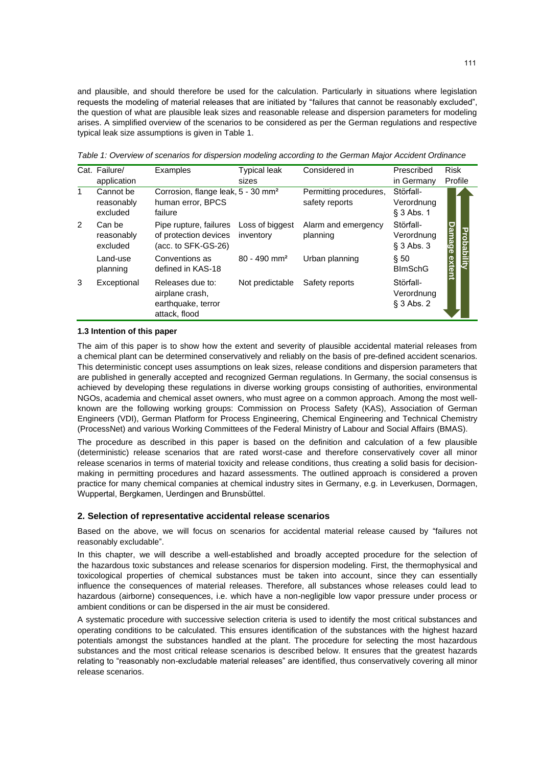and plausible, and should therefore be used for the calculation. Particularly in situations where legislation requests the modeling of material releases that are initiated by "failures that cannot be reasonably excluded", the question of what are plausible leak sizes and reasonable release and dispersion parameters for modeling arises. A simplified overview of the scenarios to be considered as per the German regulations and respective typical leak size assumptions is given in Table 1.

*Table 1: Overview of scenarios for dispersion modeling according to the German Major Accident Ordinance*

| Cat. | Failure/ application | Examples | Typical leak sizes | Considered in | Prescribed in Germany | Risk Profile |
|---|---|---|---|---|---|---|
| 1 | Cannot be reasonably excluded | Corrosion, flange leak, human error, BPCS failure | 5 - 30 mm² | Permitting procedures, safety reports | Störfall-Verordnung § 3 Abs. 1 | Damage extent ↓ / Probability ↑ |
| 2 | Can be reasonably excluded | Pipe rupture, failures of protection devices (acc. to SFK-GS-26) | Loss of biggest inventory | Alarm and emergency planning | Störfall-Verordnung § 3 Abs. 3 | |
| | Land-use planning | Conventions as defined in KAS-18 | 80 - 490 mm² | Urban planning | § 50 BImSchG | |
| 3 | Exceptional | Releases due to: airplane crash, earthquake, terror attack, flood | Not predictable | Safety reports | Störfall-Verordnung § 3 Abs. 2 | |

### 1.3 Intention of this paper

The aim of this paper is to show how the extent and severity of plausible accidental material releases from a chemical plant can be determined conservatively and reliably on the basis of pre-defined accident scenarios. This deterministic concept uses assumptions on leak sizes, release conditions and dispersion parameters that are published in generally accepted and recognized German regulations. In Germany, the social consensus is achieved by developing these regulations in diverse working groups consisting of authorities, environmental NGOs, academia and chemical asset owners, who must agree on a common approach. Among the most well-known are the following working groups: Commission on Process Safety (KAS), Association of German Engineers (VDI), German Platform for Process Engineering, Chemical Engineering and Technical Chemistry (ProcessNet) and various Working Committees of the Federal Ministry of Labour and Social Affairs (BMAS).

The procedure as described in this paper is based on the definition and calculation of a few plausible (deterministic) release scenarios that are rated worst-case and therefore conservatively cover all minor release scenarios in terms of material toxicity and release conditions, thus creating a solid basis for decision-making in permitting procedures and hazard assessments. The outlined approach is considered a proven practice for many chemical companies at chemical industry sites in Germany, e.g. in Leverkusen, Dormagen, Wuppertal, Bergkamen, Uerdingen and Brunsbüttel.

## 2. Selection of representative accidental release scenarios

Based on the above, we will focus on scenarios for accidental material release caused by "failures not reasonably excludable".

In this chapter, we will describe a well-established and broadly accepted procedure for the selection of the hazardous toxic substances and release scenarios for dispersion modeling. First, the thermophysical and toxicological properties of chemical substances must be taken into account, since they can essentially influence the consequences of material releases. Therefore, all substances whose releases could lead to hazardous (airborne) consequences, i.e. which have a non-negligible low vapor pressure under process or ambient conditions or can be dispersed in the air must be considered.

A systematic procedure with successive selection criteria is used to identify the most critical substances and operating conditions to be calculated. This ensures identification of the substances with the highest hazard potentials amongst the substances handled at the plant. The procedure for selecting the most hazardous substances and the most critical release scenarios is described below. It ensures that the greatest hazards relating to "reasonably non-excludable material releases" are identified, thus conservatively covering all minor release scenarios.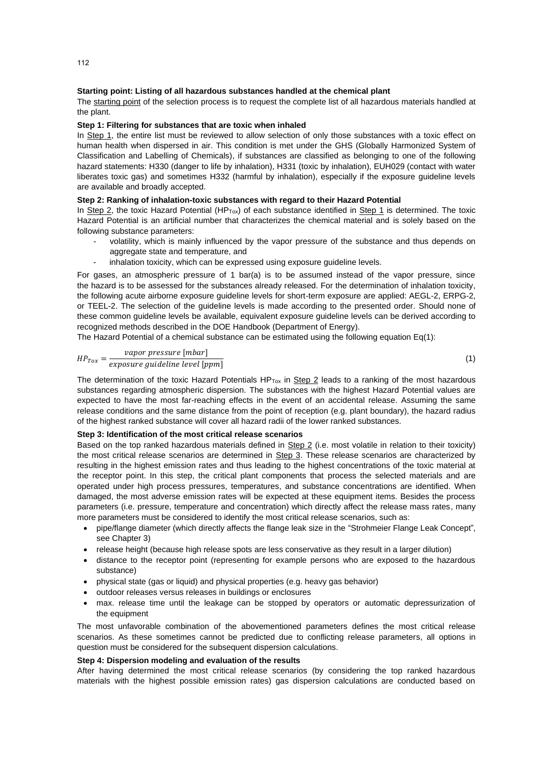**Starting point: Listing of all hazardous substances handled at the chemical plant**

The starting point of the selection process is to request the complete list of all hazardous materials handled at the plant.

**Step 1: Filtering for substances that are toxic when inhaled**

In Step 1, the entire list must be reviewed to allow selection of only those substances with a toxic effect on human health when dispersed in air. This condition is met under the GHS (Globally Harmonized System of Classification and Labelling of Chemicals), if substances are classified as belonging to one of the following hazard statements: H330 (danger to life by inhalation), H331 (toxic by inhalation), EUH029 (contact with water liberates toxic gas) and sometimes H332 (harmful by inhalation), especially if the exposure guideline levels are available and broadly accepted.

**Step 2: Ranking of inhalation-toxic substances with regard to their Hazard Potential**

In Step 2, the toxic Hazard Potential ($HP_{Tox}$) of each substance identified in Step 1 is determined. The toxic Hazard Potential is an artificial number that characterizes the chemical material and is solely based on the following substance parameters:

- volatility, which is mainly influenced by the vapor pressure of the substance and thus depends on aggregate state and temperature, and
- inhalation toxicity, which can be expressed using exposure guideline levels.

For gases, an atmospheric pressure of 1 bar(a) is to be assumed instead of the vapor pressure, since the hazard is to be assessed for the substances already released. For the determination of inhalation toxicity, the following acute airborne exposure guideline levels for short-term exposure are applied: AEGL-2, ERPG-2, or TEEL-2. The selection of the guideline levels is made according to the presented order. Should none of these common guideline levels be available, equivalent exposure guideline levels can be derived according to recognized methods described in the DOE Handbook (Department of Energy).

The Hazard Potential of a chemical substance can be estimated using the following equation Eq(1):

$$HP_{Tox} = \frac{vapor\ pressure\ [mbar]}{exposure\ guideline\ level\ [ppm]} \tag{1}$$

The determination of the toxic Hazard Potentials $HP_{Tox}$ in Step 2 leads to a ranking of the most hazardous substances regarding atmospheric dispersion. The substances with the highest Hazard Potential values are expected to have the most far-reaching effects in the event of an accidental release. Assuming the same release conditions and the same distance from the point of reception (e.g. plant boundary), the hazard radius of the highest ranked substance will cover all hazard radii of the lower ranked substances.

**Step 3: Identification of the most critical release scenarios**

Based on the top ranked hazardous materials defined in Step 2 (i.e. most volatile in relation to their toxicity) the most critical release scenarios are determined in Step 3. These release scenarios are characterized by resulting in the highest emission rates and thus leading to the highest concentrations of the toxic material at the receptor point. In this step, the critical plant components that process the selected materials and are operated under high process pressures, temperatures, and substance concentrations are identified. When damaged, the most adverse emission rates will be expected at these equipment items. Besides the process parameters (i.e. pressure, temperature and concentration) which directly affect the release mass rates, many more parameters must be considered to identify the most critical release scenarios, such as:

- pipe/flange diameter (which directly affects the flange leak size in the "Strohmeier Flange Leak Concept", see Chapter 3)
- release height (because high release spots are less conservative as they result in a larger dilution)
- distance to the receptor point (representing for example persons who are exposed to the hazardous substance)
- physical state (gas or liquid) and physical properties (e.g. heavy gas behavior)
- outdoor releases versus releases in buildings or enclosures
- max. release time until the leakage can be stopped by operators or automatic depressurization of the equipment

The most unfavorable combination of the abovementioned parameters defines the most critical release scenarios. As these sometimes cannot be predicted due to conflicting release parameters, all options in question must be considered for the subsequent dispersion calculations.

**Step 4: Dispersion modeling and evaluation of the results**

After having determined the most critical release scenarios (by considering the top ranked hazardous materials with the highest possible emission rates) gas dispersion calculations are conducted based on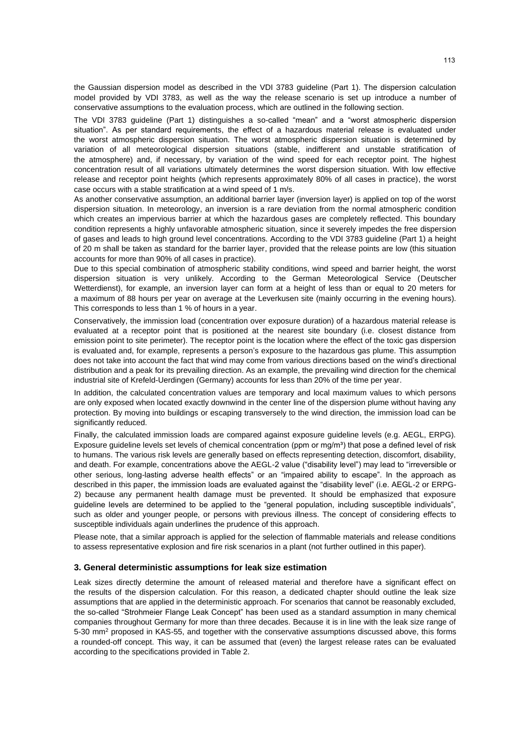the Gaussian dispersion model as described in the VDI 3783 guideline (Part 1). The dispersion calculation model provided by VDI 3783, as well as the way the release scenario is set up introduce a number of conservative assumptions to the evaluation process, which are outlined in the following section.

The VDI 3783 guideline (Part 1) distinguishes a so-called "mean" and a "worst atmospheric dispersion situation". As per standard requirements, the effect of a hazardous material release is evaluated under the worst atmospheric dispersion situation. The worst atmospheric dispersion situation is determined by variation of all meteorological dispersion situations (stable, indifferent and unstable stratification of the atmosphere) and, if necessary, by variation of the wind speed for each receptor point. The highest concentration result of all variations ultimately determines the worst dispersion situation. With low effective release and receptor point heights (which represents approximately 80% of all cases in practice), the worst case occurs with a stable stratification at a wind speed of 1 m/s.

As another conservative assumption, an additional barrier layer (inversion layer) is applied on top of the worst dispersion situation. In meteorology, an inversion is a rare deviation from the normal atmospheric condition which creates an impervious barrier at which the hazardous gases are completely reflected. This boundary condition represents a highly unfavorable atmospheric situation, since it severely impedes the free dispersion of gases and leads to high ground level concentrations. According to the VDI 3783 guideline (Part 1) a height of 20 m shall be taken as standard for the barrier layer, provided that the release points are low (this situation accounts for more than 90% of all cases in practice).

Due to this special combination of atmospheric stability conditions, wind speed and barrier height, the worst dispersion situation is very unlikely. According to the German Meteorological Service (Deutscher Wetterdienst), for example, an inversion layer can form at a height of less than or equal to 20 meters for a maximum of 88 hours per year on average at the Leverkusen site (mainly occurring in the evening hours). This corresponds to less than 1 % of hours in a year.

Conservatively, the immission load (concentration over exposure duration) of a hazardous material release is evaluated at a receptor point that is positioned at the nearest site boundary (i.e. closest distance from emission point to site perimeter). The receptor point is the location where the effect of the toxic gas dispersion is evaluated and, for example, represents a person's exposure to the hazardous gas plume. This assumption does not take into account the fact that wind may come from various directions based on the wind's directional distribution and a peak for its prevailing direction. As an example, the prevailing wind direction for the chemical industrial site of Krefeld-Uerdingen (Germany) accounts for less than 20% of the time per year.

In addition, the calculated concentration values are temporary and local maximum values to which persons are only exposed when located exactly downwind in the center line of the dispersion plume without having any protection. By moving into buildings or escaping transversely to the wind direction, the immission load can be significantly reduced.

Finally, the calculated immission loads are compared against exposure guideline levels (e.g. AEGL, ERPG). Exposure guideline levels set levels of chemical concentration (ppm or mg/m³) that pose a defined level of risk to humans. The various risk levels are generally based on effects representing detection, discomfort, disability, and death. For example, concentrations above the AEGL-2 value ("disability level") may lead to "irreversible or other serious, long-lasting adverse health effects" or an "impaired ability to escape". In the approach as described in this paper, the immission loads are evaluated against the "disability level" (i.e. AEGL-2 or ERPG-2) because any permanent health damage must be prevented. It should be emphasized that exposure guideline levels are determined to be applied to the "general population, including susceptible individuals", such as older and younger people, or persons with previous illness. The concept of considering effects to susceptible individuals again underlines the prudence of this approach.

Please note, that a similar approach is applied for the selection of flammable materials and release conditions to assess representative explosion and fire risk scenarios in a plant (not further outlined in this paper).

## 3. General deterministic assumptions for leak size estimation

Leak sizes directly determine the amount of released material and therefore have a significant effect on the results of the dispersion calculation. For this reason, a dedicated chapter should outline the leak size assumptions that are applied in the deterministic approach. For scenarios that cannot be reasonably excluded, the so-called "Strohmeier Flange Leak Concept" has been used as a standard assumption in many chemical companies throughout Germany for more than three decades. Because it is in line with the leak size range of 5-30 mm² proposed in KAS-55, and together with the conservative assumptions discussed above, this forms a rounded-off concept. This way, it can be assumed that (even) the largest release rates can be evaluated according to the specifications provided in Table 2.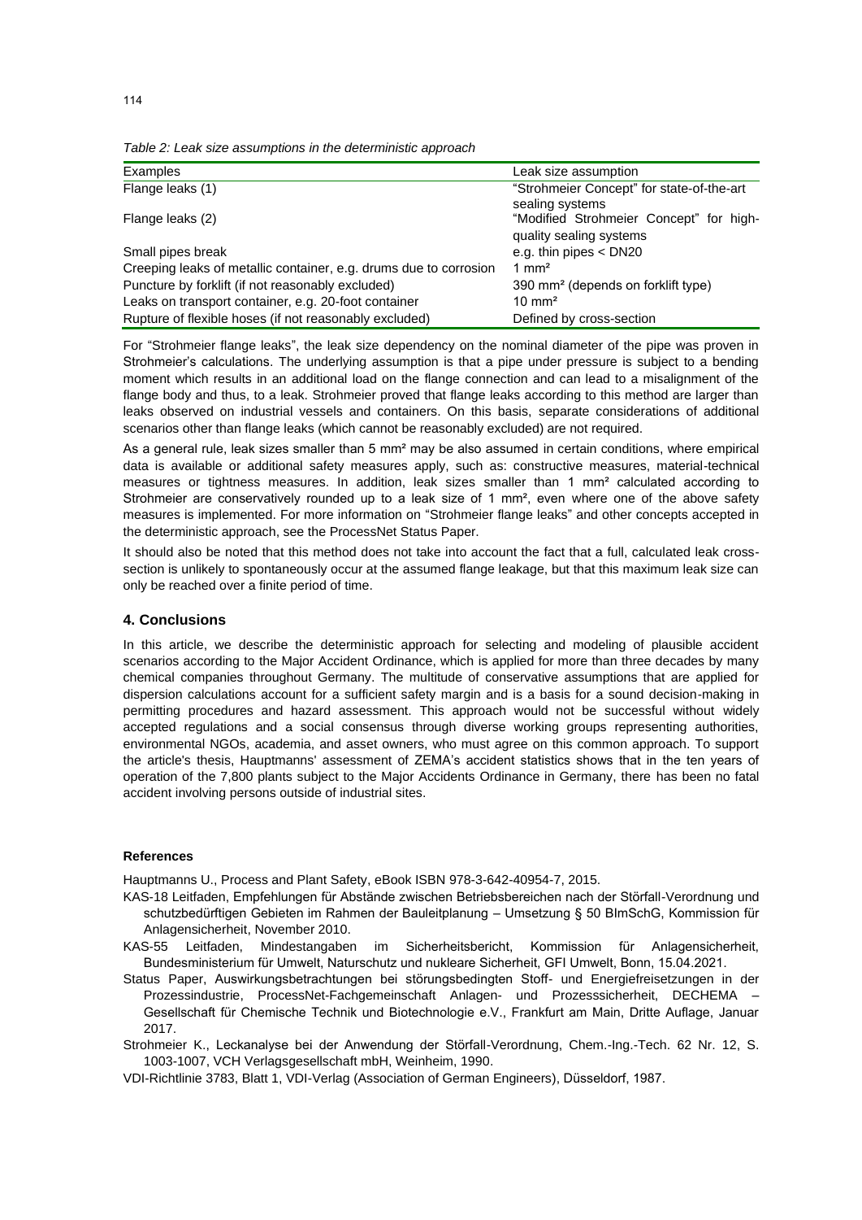*Table 2: Leak size assumptions in the deterministic approach*

| Examples | Leak size assumption |
|---|---|
| Flange leaks (1) | "Strohmeier Concept" for state-of-the-art sealing systems |
| Flange leaks (2) | "Modified Strohmeier Concept" for high-quality sealing systems |
| Small pipes break | e.g. thin pipes < DN20 |
| Creeping leaks of metallic container, e.g. drums due to corrosion | 1 mm² |
| Puncture by forklift (if not reasonably excluded) | 390 mm² (depends on forklift type) |
| Leaks on transport container, e.g. 20-foot container | 10 mm² |
| Rupture of flexible hoses (if not reasonably excluded) | Defined by cross-section |

For "Strohmeier flange leaks", the leak size dependency on the nominal diameter of the pipe was proven in Strohmeier's calculations. The underlying assumption is that a pipe under pressure is subject to a bending moment which results in an additional load on the flange connection and can lead to a misalignment of the flange body and thus, to a leak. Strohmeier proved that flange leaks according to this method are larger than leaks observed on industrial vessels and containers. On this basis, separate considerations of additional scenarios other than flange leaks (which cannot be reasonably excluded) are not required.

As a general rule, leak sizes smaller than 5 mm² may be also assumed in certain conditions, where empirical data is available or additional safety measures apply, such as: constructive measures, material-technical measures or tightness measures. In addition, leak sizes smaller than 1 mm² calculated according to Strohmeier are conservatively rounded up to a leak size of 1 mm², even where one of the above safety measures is implemented. For more information on "Strohmeier flange leaks" and other concepts accepted in the deterministic approach, see the ProcessNet Status Paper.

It should also be noted that this method does not take into account the fact that a full, calculated leak cross-section is unlikely to spontaneously occur at the assumed flange leakage, but that this maximum leak size can only be reached over a finite period of time.

## 4. Conclusions

In this article, we describe the deterministic approach for selecting and modeling of plausible accident scenarios according to the Major Accident Ordinance, which is applied for more than three decades by many chemical companies throughout Germany. The multitude of conservative assumptions that are applied for dispersion calculations account for a sufficient safety margin and is a basis for a sound decision-making in permitting procedures and hazard assessment. This approach would not be successful without widely accepted regulations and a social consensus through diverse working groups representing authorities, environmental NGOs, academia, and asset owners, who must agree on this common approach. To support the article's thesis, Hauptmanns' assessment of ZEMA's accident statistics shows that in the ten years of operation of the 7,800 plants subject to the Major Accidents Ordinance in Germany, there has been no fatal accident involving persons outside of industrial sites.

**References**

Hauptmanns U., Process and Plant Safety, eBook ISBN 978-3-642-40954-7, 2015.

KAS-18 Leitfaden, Empfehlungen für Abstände zwischen Betriebsbereichen nach der Störfall-Verordnung und schutzbedürftigen Gebieten im Rahmen der Bauleitplanung – Umsetzung § 50 BImSchG, Kommission für Anlagensicherheit, November 2010.

KAS-55 Leitfaden, Mindestangaben im Sicherheitsbericht, Kommission für Anlagensicherheit, Bundesministerium für Umwelt, Naturschutz und nukleare Sicherheit, GFI Umwelt, Bonn, 15.04.2021.

Status Paper, Auswirkungsbetrachtungen bei störungsbedingten Stoff- und Energiefreisetzungen in der Prozessindustrie, ProcessNet-Fachgemeinschaft Anlagen- und Prozesssicherheit, DECHEMA – Gesellschaft für Chemische Technik und Biotechnologie e.V., Frankfurt am Main, Dritte Auflage, Januar 2017.

Strohmeier K., Leckanalyse bei der Anwendung der Störfall-Verordnung, Chem.-Ing.-Tech. 62 Nr. 12, S. 1003-1007, VCH Verlagsgesellschaft mbH, Weinheim, 1990.

VDI-Richtlinie 3783, Blatt 1, VDI-Verlag (Association of German Engineers), Düsseldorf, 1987.